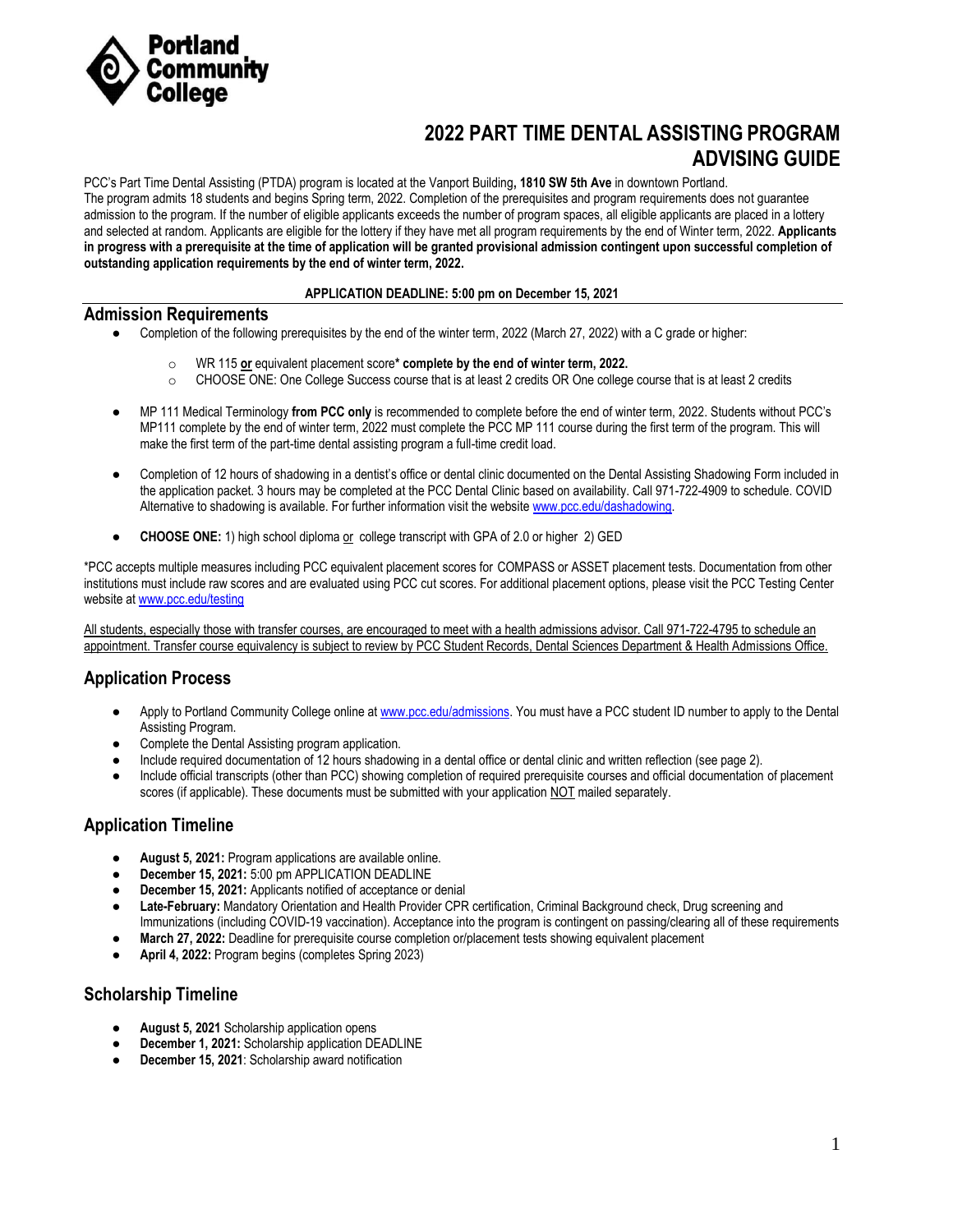Portland Community College

# 2022 PART TIME DENTAL ASSISTING PROGRAM ADVISING GUIDE

PCC's Part Time Dental Assisting (PTDA) program is located at the Vanport Building**, 1810 SW 5th Ave** in downtown Portland. The program admits 18 students and begins Spring term, 2022. Completion of the prerequisites and program requirements does not guarantee admission to the program. If the number of eligible applicants exceeds the number of program spaces, all eligible applicants are placed in a lottery and selected at random. Applicants are eligible for the lottery if they have met all program requirements by the end of Winter term, 2022. **Applicants in progress with a prerequisite at the time of application will be granted provisional admission contingent upon successful completion of outstanding application requirements by the end of winter term, 2022.**

**APPLICATION DEADLINE: 5:00 pm on December 15, 2021**

## Admission Requirements

- Completion of the following prerequisites by the end of the winter term, 2022 (March 27, 2022) with a C grade or higher:
  - WR 115 **or** equivalent placement score* **complete by the end of winter term, 2022.**
  - CHOOSE ONE: One College Success course that is at least 2 credits OR One college course that is at least 2 credits
- MP 111 Medical Terminology **from PCC only** is recommended to complete before the end of winter term, 2022. Students without PCC's MP111 complete by the end of winter term, 2022 must complete the PCC MP 111 course during the first term of the program. This will make the first term of the part-time dental assisting program a full-time credit load.
- Completion of 12 hours of shadowing in a dentist's office or dental clinic documented on the Dental Assisting Shadowing Form included in the application packet. 3 hours may be completed at the PCC Dental Clinic based on availability. Call 971-722-4909 to schedule. COVID Alternative to shadowing is available. For further information visit the website www.pcc.edu/dashadowing.
- **CHOOSE ONE:** 1) high school diploma or college transcript with GPA of 2.0 or higher 2) GED

*PCC accepts multiple measures including PCC equivalent placement scores for COMPASS or ASSET placement tests. Documentation from other institutions must include raw scores and are evaluated using PCC cut scores. For additional placement options, please visit the PCC Testing Center website at www.pcc.edu/testing

All students, especially those with transfer courses, are encouraged to meet with a health admissions advisor. Call 971-722-4795 to schedule an appointment. Transfer course equivalency is subject to review by PCC Student Records, Dental Sciences Department & Health Admissions Office.

## Application Process

- Apply to Portland Community College online at www.pcc.edu/admissions. You must have a PCC student ID number to apply to the Dental Assisting Program.
- Complete the Dental Assisting program application.
- Include required documentation of 12 hours shadowing in a dental office or dental clinic and written reflection (see page 2).
- Include official transcripts (other than PCC) showing completion of required prerequisite courses and official documentation of placement scores (if applicable). These documents must be submitted with your application NOT mailed separately.

## Application Timeline

- **August 5, 2021:** Program applications are available online.
- **December 15, 2021:** 5:00 pm APPLICATION DEADLINE
- **December 15, 2021:** Applicants notified of acceptance or denial
- **Late-February:** Mandatory Orientation and Health Provider CPR certification, Criminal Background check, Drug screening and Immunizations (including COVID-19 vaccination). Acceptance into the program is contingent on passing/clearing all of these requirements
- **March 27, 2022:** Deadline for prerequisite course completion or/placement tests showing equivalent placement
- **April 4, 2022:** Program begins (completes Spring 2023)

## Scholarship Timeline

- **August 5, 2021** Scholarship application opens
- **December 1, 2021:** Scholarship application DEADLINE
- **December 15, 2021**: Scholarship award notification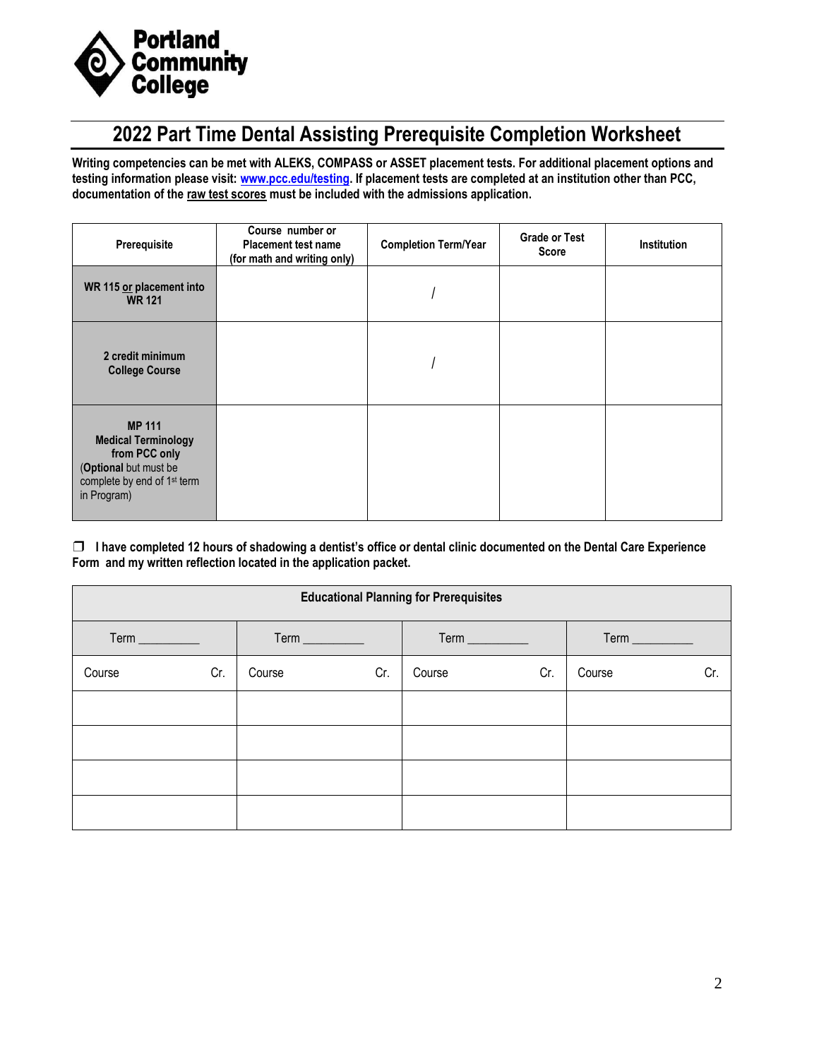Portland Community College

# 2022 Part Time Dental Assisting Prerequisite Completion Worksheet

**Writing competencies can be met with ALEKS, COMPASS or ASSET placement tests. For additional placement options and testing information please visit: www.pcc.edu/testing. If placement tests are completed at an institution other than PCC, documentation of the raw test scores must be included with the admissions application.**

| Prerequisite | Course number or Placement test name (for math and writing only) | Completion Term/Year | Grade or Test Score | Institution |
|---|---|---|---|---|
| **WR 115 or placement into WR 121** | | / | | |
| **2 credit minimum College Course** | | / | | |
| **MP 111 Medical Terminology from PCC only** (**Optional** but must be complete by end of 1st term in Program) | | | | |

❒ **I have completed 12 hours of shadowing a dentist's office or dental clinic documented on the Dental Care Experience Form and my written reflection located in the application packet.**

| **Educational Planning for Prerequisites** | | | | | | | |
|---|---|---|---|---|---|---|---|
| Term ________ | | Term ________ | | Term ________ | | Term ________ | |
| Course | Cr. | Course | Cr. | Course | Cr. | Course | Cr. |
| | | | | | | | |
| | | | | | | | |
| | | | | | | | |
| | | | | | | | |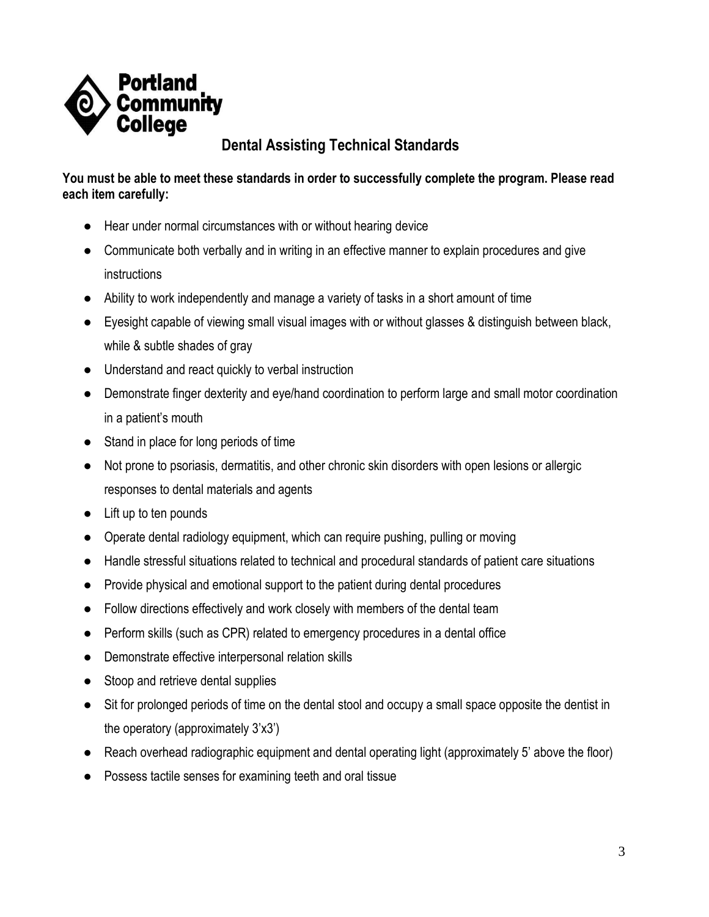Portland Community College

## Dental Assisting Technical Standards

**You must be able to meet these standards in order to successfully complete the program. Please read each item carefully:**

- Hear under normal circumstances with or without hearing device
- Communicate both verbally and in writing in an effective manner to explain procedures and give instructions
- Ability to work independently and manage a variety of tasks in a short amount of time
- Eyesight capable of viewing small visual images with or without glasses & distinguish between black, while & subtle shades of gray
- Understand and react quickly to verbal instruction
- Demonstrate finger dexterity and eye/hand coordination to perform large and small motor coordination in a patient's mouth
- Stand in place for long periods of time
- Not prone to psoriasis, dermatitis, and other chronic skin disorders with open lesions or allergic responses to dental materials and agents
- Lift up to ten pounds
- Operate dental radiology equipment, which can require pushing, pulling or moving
- Handle stressful situations related to technical and procedural standards of patient care situations
- Provide physical and emotional support to the patient during dental procedures
- Follow directions effectively and work closely with members of the dental team
- Perform skills (such as CPR) related to emergency procedures in a dental office
- Demonstrate effective interpersonal relation skills
- Stoop and retrieve dental supplies
- Sit for prolonged periods of time on the dental stool and occupy a small space opposite the dentist in the operatory (approximately 3'x3')
- Reach overhead radiographic equipment and dental operating light (approximately 5' above the floor)
- Possess tactile senses for examining teeth and oral tissue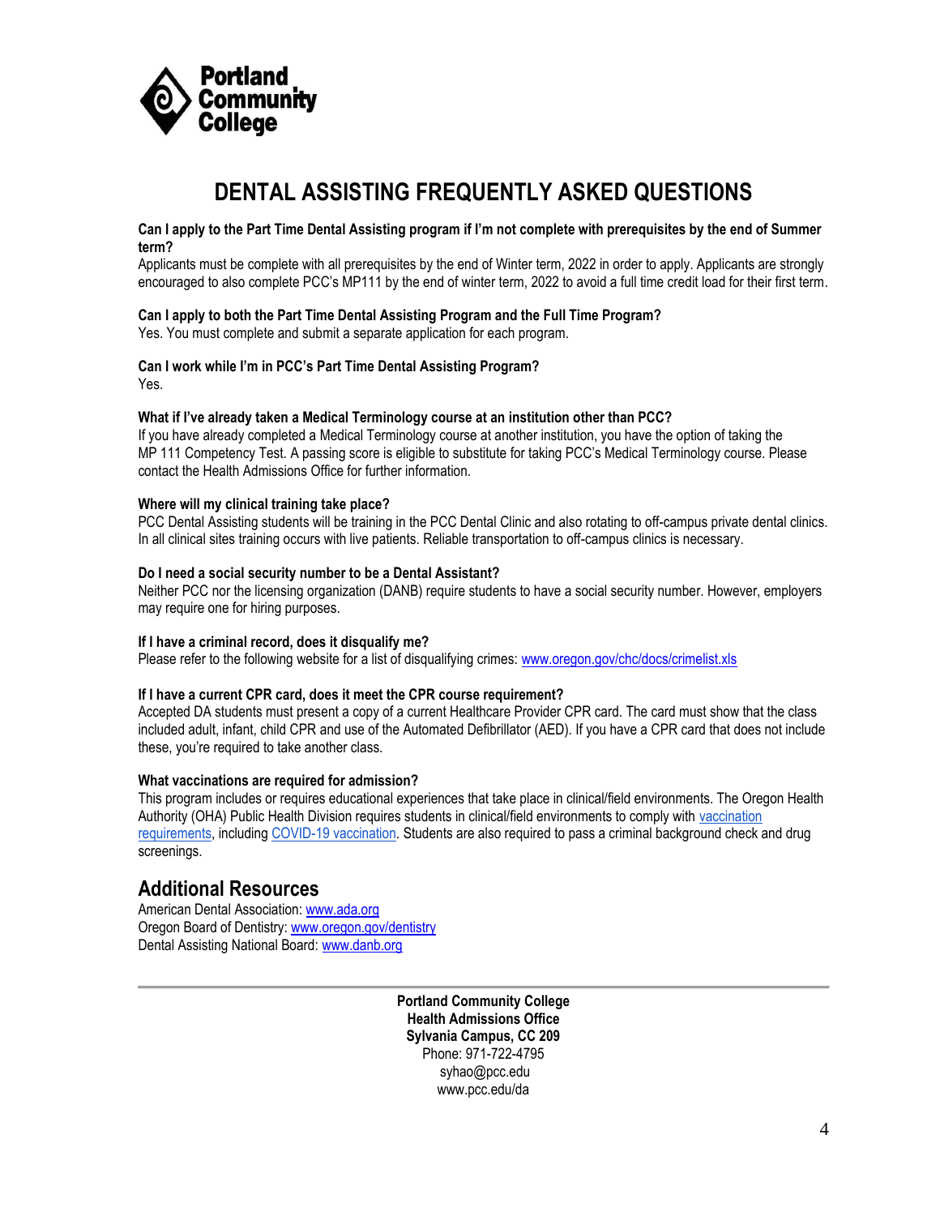Portland Community College

# DENTAL ASSISTING FREQUENTLY ASKED QUESTIONS

**Can I apply to the Part Time Dental Assisting program if I'm not complete with prerequisites by the end of Summer term?**
Applicants must be complete with all prerequisites by the end of Winter term, 2022 in order to apply. Applicants are strongly encouraged to also complete PCC's MP111 by the end of winter term, 2022 to avoid a full time credit load for their first term.

**Can I apply to both the Part Time Dental Assisting Program and the Full Time Program?**
Yes. You must complete and submit a separate application for each program.

**Can I work while I'm in PCC's Part Time Dental Assisting Program?**
Yes.

**What if I've already taken a Medical Terminology course at an institution other than PCC?**
If you have already completed a Medical Terminology course at another institution, you have the option of taking the MP 111 Competency Test. A passing score is eligible to substitute for taking PCC's Medical Terminology course. Please contact the Health Admissions Office for further information.

**Where will my clinical training take place?**
PCC Dental Assisting students will be training in the PCC Dental Clinic and also rotating to off-campus private dental clinics. In all clinical sites training occurs with live patients. Reliable transportation to off-campus clinics is necessary.

**Do I need a social security number to be a Dental Assistant?**
Neither PCC nor the licensing organization (DANB) require students to have a social security number. However, employers may require one for hiring purposes.

**If I have a criminal record, does it disqualify me?**
Please refer to the following website for a list of disqualifying crimes: www.oregon.gov/chc/docs/crimelist.xls

**If I have a current CPR card, does it meet the CPR course requirement?**
Accepted DA students must present a copy of a current Healthcare Provider CPR card. The card must show that the class included adult, infant, child CPR and use of the Automated Defibrillator (AED). If you have a CPR card that does not include these, you're required to take another class.

**What vaccinations are required for admission?**
This program includes or requires educational experiences that take place in clinical/field environments. The Oregon Health Authority (OHA) Public Health Division requires students in clinical/field environments to comply with vaccination requirements, including COVID-19 vaccination. Students are also required to pass a criminal background check and drug screenings.

## Additional Resources

American Dental Association: www.ada.org
Oregon Board of Dentistry: www.oregon.gov/dentistry
Dental Assisting National Board: www.danb.org

---

**Portland Community College**
**Health Admissions Office**
**Sylvania Campus, CC 209**
Phone: 971-722-4795
syhao@pcc.edu
www.pcc.edu/da